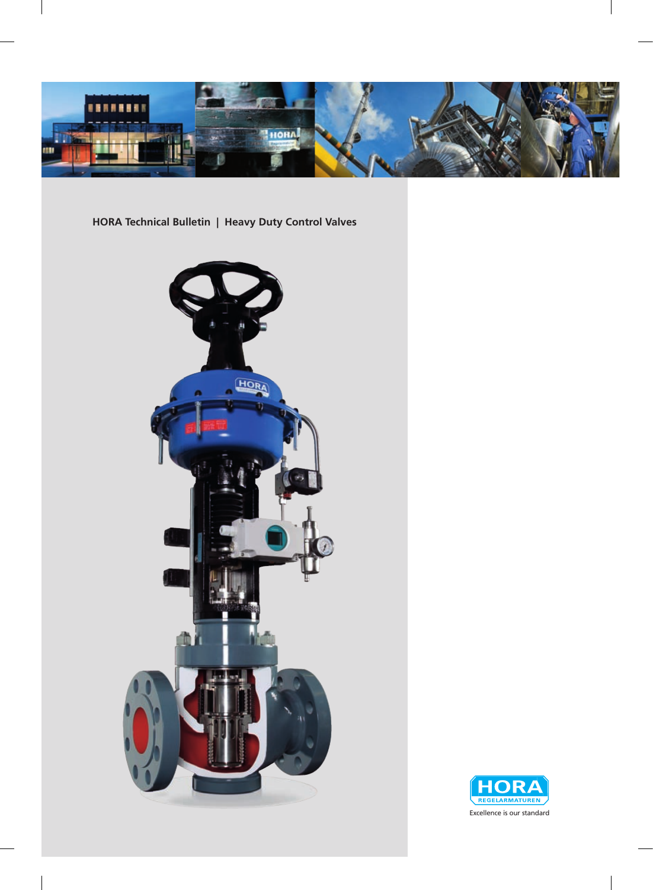**HORA Technical Bulletin | Heavy Duty Control Valves**

HORA REGELARMATUREN

Excellence is our standard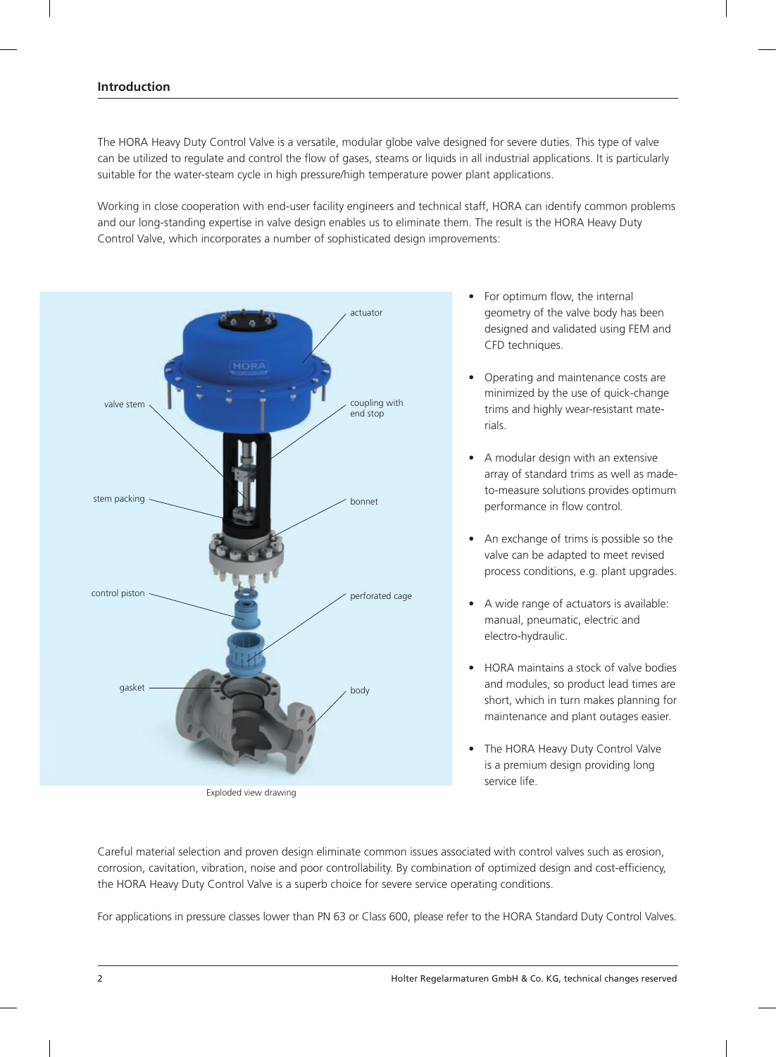## Introduction

The HORA Heavy Duty Control Valve is a versatile, modular globe valve designed for severe duties. This type of valve can be utilized to regulate and control the flow of gases, steams or liquids in all industrial applications. It is particularly suitable for the water-steam cycle in high pressure/high temperature power plant applications.

Working in close cooperation with end-user facility engineers and technical staff, HORA can identify common problems and our long-standing expertise in valve design enables us to eliminate them. The result is the HORA Heavy Duty Control Valve, which incorporates a number of sophisticated design improvements:

actuator

valve stem

coupling with end stop

stem packing

bonnet

control piston

perforated cage

gasket

body

Exploded view drawing

- For optimum flow, the internal geometry of the valve body has been designed and validated using FEM and CFD techniques.
- Operating and maintenance costs are minimized by the use of quick-change trims and highly wear-resistant materials.
- A modular design with an extensive array of standard trims as well as made-to-measure solutions provides optimum performance in flow control.
- An exchange of trims is possible so the valve can be adapted to meet revised process conditions, e.g. plant upgrades.
- A wide range of actuators is available: manual, pneumatic, electric and electro-hydraulic.
- HORA maintains a stock of valve bodies and modules, so product lead times are short, which in turn makes planning for maintenance and plant outages easier.
- The HORA Heavy Duty Control Valve is a premium design providing long service life.

Careful material selection and proven design eliminate common issues associated with control valves such as erosion, corrosion, cavitation, vibration, noise and poor controllability. By combination of optimized design and cost-efficiency, the HORA Heavy Duty Control Valve is a superb choice for severe service operating conditions.

For applications in pressure classes lower than PN 63 or Class 600, please refer to the HORA Standard Duty Control Valves.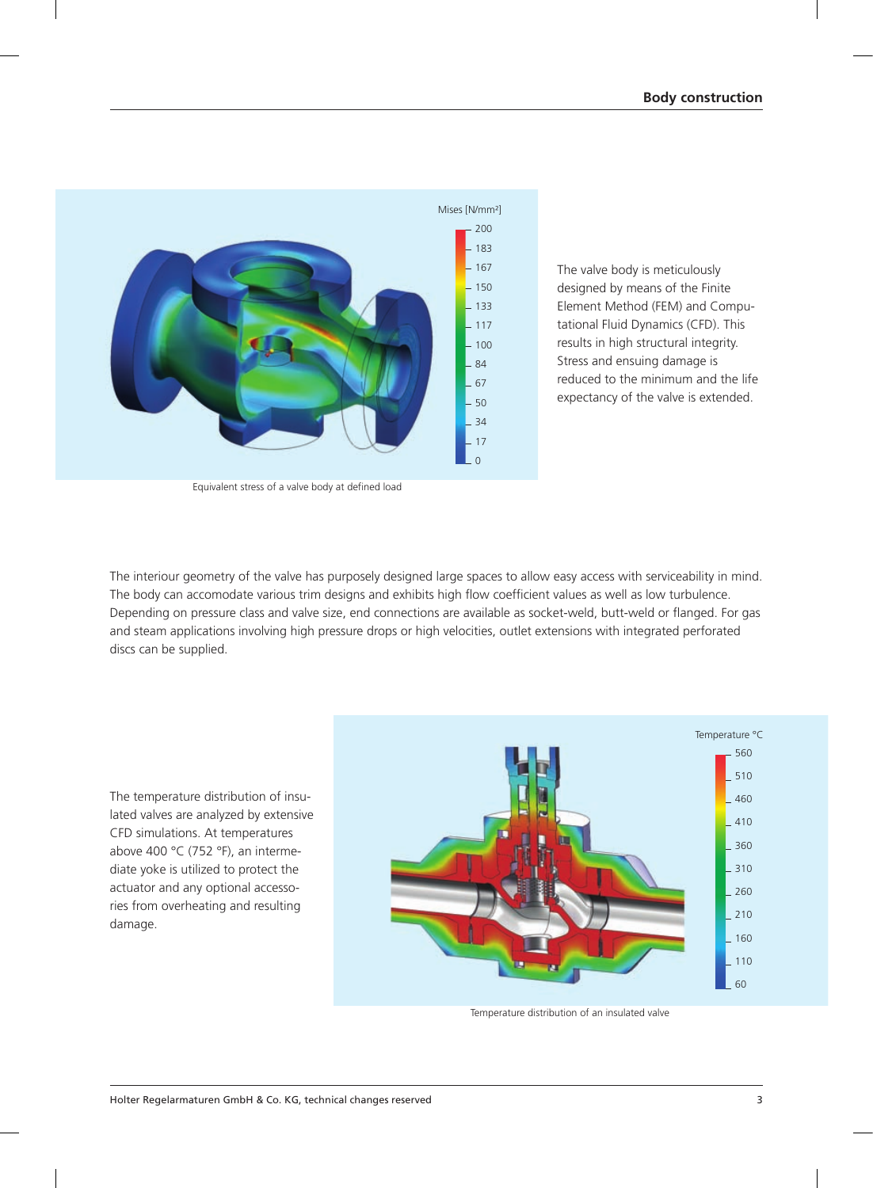## Body construction

The valve body is meticulously designed by means of the Finite Element Method (FEM) and Computational Fluid Dynamics (CFD). This results in high structural integrity. Stress and ensuing damage is reduced to the minimum and the life expectancy of the valve is extended.

Equivalent stress of a valve body at defined load

The interiour geometry of the valve has purposely designed large spaces to allow easy access with serviceability in mind. The body can accomodate various trim designs and exhibits high flow coefficient values as well as low turbulence. Depending on pressure class and valve size, end connections are available as socket-weld, butt-weld or flanged. For gas and steam applications involving high pressure drops or high velocities, outlet extensions with integrated perforated discs can be supplied.

The temperature distribution of insulated valves are analyzed by extensive CFD simulations. At temperatures above 400 °C (752 °F), an intermediate yoke is utilized to protect the actuator and any optional accessories from overheating and resulting damage.

Temperature distribution of an insulated valve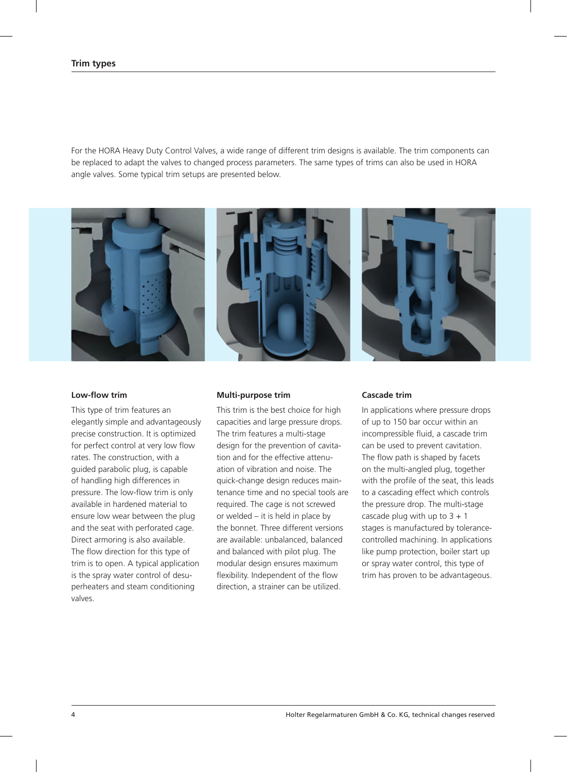## Trim types

For the HORA Heavy Duty Control Valves, a wide range of different trim designs is available. The trim components can be replaced to adapt the valves to changed process parameters. The same types of trims can also be used in HORA angle valves. Some typical trim setups are presented below.

### Low-flow trim

This type of trim features an elegantly simple and advantageously precise construction. It is optimized for perfect control at very low flow rates. The construction, with a guided parabolic plug, is capable of handling high differences in pressure. The low-flow trim is only available in hardened material to ensure low wear between the plug and the seat with perforated cage. Direct armoring is also available. The flow direction for this type of trim is to open. A typical application is the spray water control of desuperheaters and steam conditioning valves.

### Multi-purpose trim

This trim is the best choice for high capacities and large pressure drops. The trim features a multi-stage design for the prevention of cavitation and for the effective attenuation of vibration and noise. The quick-change design reduces maintenance time and no special tools are required. The cage is not screwed or welded – it is held in place by the bonnet. Three different versions are available: unbalanced, balanced and balanced with pilot plug. The modular design ensures maximum flexibility. Independent of the flow direction, a strainer can be utilized.

### Cascade trim

In applications where pressure drops of up to 150 bar occur within an incompressible fluid, a cascade trim can be used to prevent cavitation. The flow path is shaped by facets on the multi-angled plug, together with the profile of the seat, this leads to a cascading effect which controls the pressure drop. The multi-stage cascade plug with up to 3 + 1 stages is manufactured by tolerance-controlled machining. In applications like pump protection, boiler start up or spray water control, this type of trim has proven to be advantageous.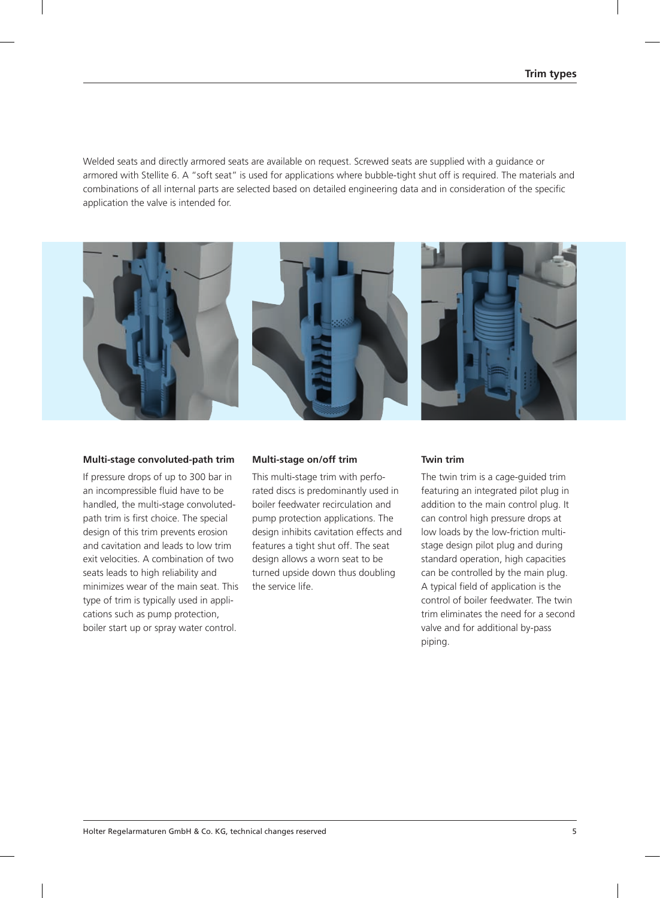## Trim types

Welded seats and directly armored seats are available on request. Screwed seats are supplied with a guidance or armored with Stellite 6. A "soft seat" is used for applications where bubble-tight shut off is required. The materials and combinations of all internal parts are selected based on detailed engineering data and in consideration of the specific application the valve is intended for.

**Multi-stage convoluted-path trim**

If pressure drops of up to 300 bar in an incompressible fluid have to be handled, the multi-stage convoluted-path trim is first choice. The special design of this trim prevents erosion and cavitation and leads to low trim exit velocities. A combination of two seats leads to high reliability and minimizes wear of the main seat. This type of trim is typically used in applications such as pump protection, boiler start up or spray water control.

**Multi-stage on/off trim**

This multi-stage trim with perforated discs is predominantly used in boiler feedwater recirculation and pump protection applications. The design inhibits cavitation effects and features a tight shut off. The seat design allows a worn seat to be turned upside down thus doubling the service life.

**Twin trim**

The twin trim is a cage-guided trim featuring an integrated pilot plug in addition to the main control plug. It can control high pressure drops at low loads by the low-friction multi-stage design pilot plug and during standard operation, high capacities can be controlled by the main plug. A typical field of application is the control of boiler feedwater. The twin trim eliminates the need for a second valve and for additional by-pass piping.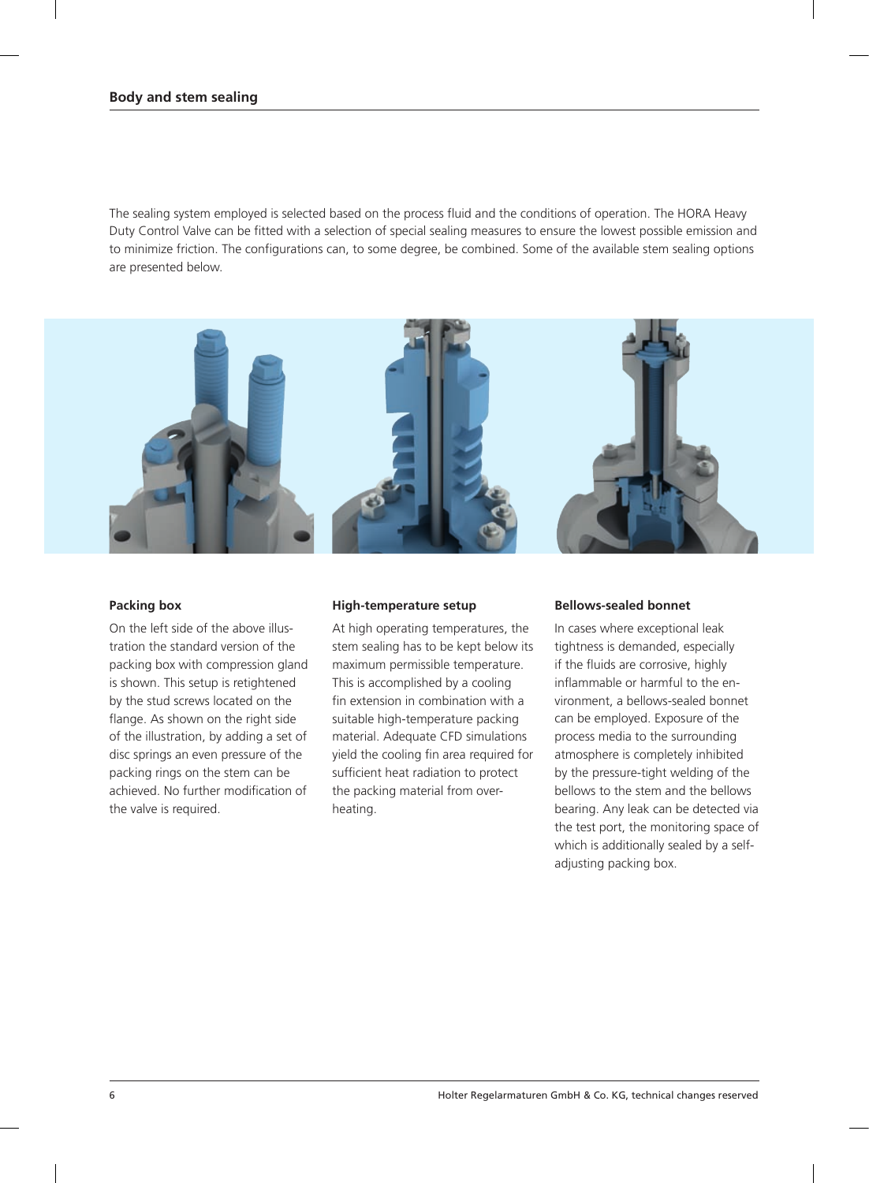## Body and stem sealing

The sealing system employed is selected based on the process fluid and the conditions of operation. The HORA Heavy Duty Control Valve can be fitted with a selection of special sealing measures to ensure the lowest possible emission and to minimize friction. The configurations can, to some degree, be combined. Some of the available stem sealing options are presented below.

### Packing box

On the left side of the above illustration the standard version of the packing box with compression gland is shown. This setup is retightened by the stud screws located on the flange. As shown on the right side of the illustration, by adding a set of disc springs an even pressure of the packing rings on the stem can be achieved. No further modification of the valve is required.

### High-temperature setup

At high operating temperatures, the stem sealing has to be kept below its maximum permissible temperature. This is accomplished by a cooling fin extension in combination with a suitable high-temperature packing material. Adequate CFD simulations yield the cooling fin area required for sufficient heat radiation to protect the packing material from overheating.

### Bellows-sealed bonnet

In cases where exceptional leak tightness is demanded, especially if the fluids are corrosive, highly inflammable or harmful to the environment, a bellows-sealed bonnet can be employed. Exposure of the process media to the surrounding atmosphere is completely inhibited by the pressure-tight welding of the bellows to the stem and the bellows bearing. Any leak can be detected via the test port, the monitoring space of which is additionally sealed by a self-adjusting packing box.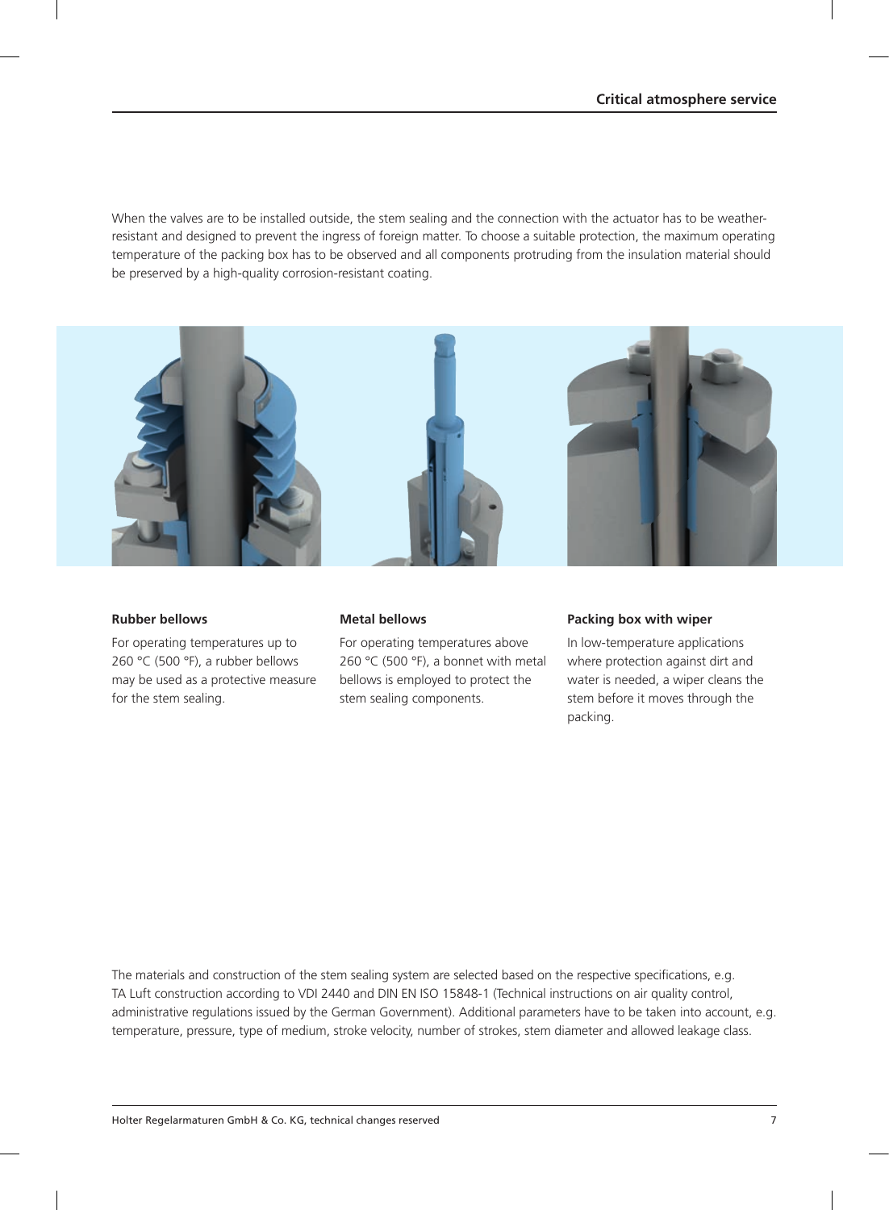When the valves are to be installed outside, the stem sealing and the connection with the actuator has to be weather-resistant and designed to prevent the ingress of foreign matter. To choose a suitable protection, the maximum operating temperature of the packing box has to be observed and all components protruding from the insulation material should be preserved by a high-quality corrosion-resistant coating.

**Rubber bellows**

For operating temperatures up to 260 °C (500 °F), a rubber bellows may be used as a protective measure for the stem sealing.

**Metal bellows**

For operating temperatures above 260 °C (500 °F), a bonnet with metal bellows is employed to protect the stem sealing components.

**Packing box with wiper**

In low-temperature applications where protection against dirt and water is needed, a wiper cleans the stem before it moves through the packing.

The materials and construction of the stem sealing system are selected based on the respective specifications, e.g. TA Luft construction according to VDI 2440 and DIN EN ISO 15848-1 (Technical instructions on air quality control, administrative regulations issued by the German Government). Additional parameters have to be taken into account, e.g. temperature, pressure, type of medium, stroke velocity, number of strokes, stem diameter and allowed leakage class.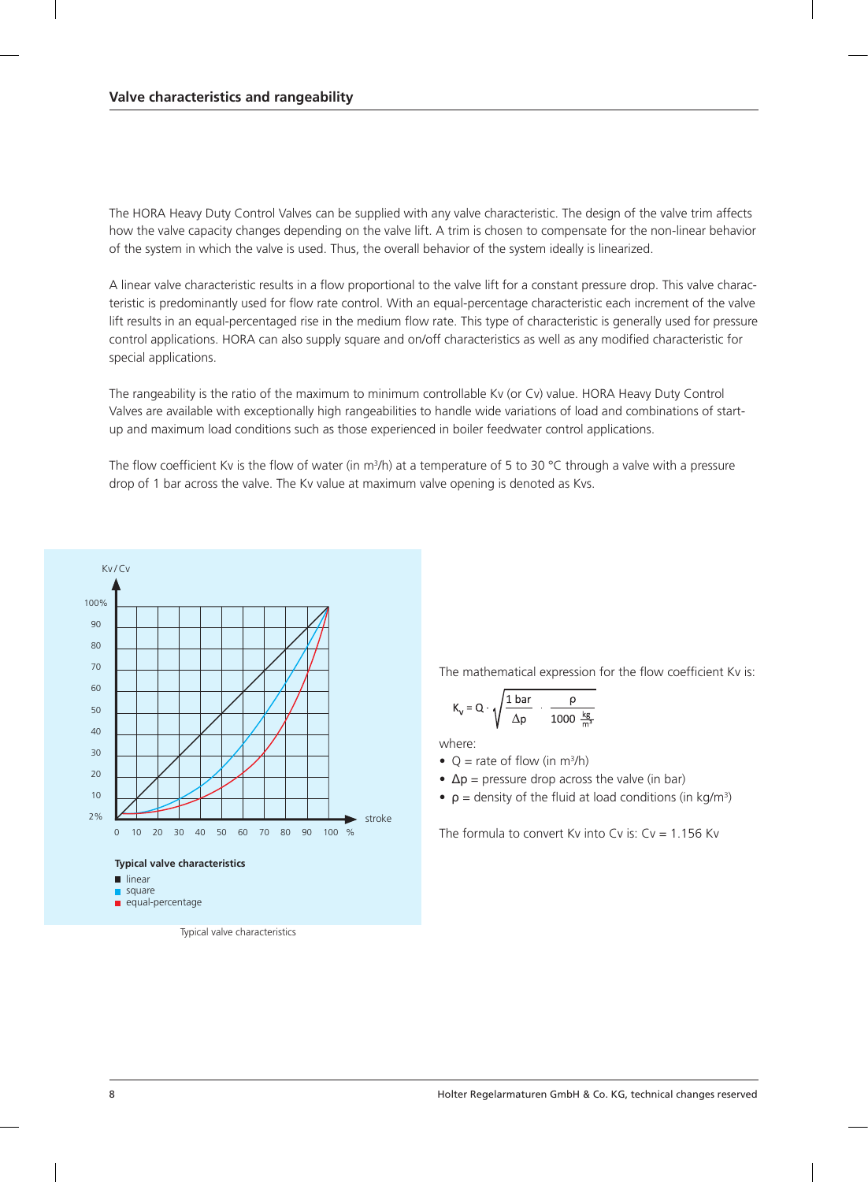## Valve characteristics and rangeability

The HORA Heavy Duty Control Valves can be supplied with any valve characteristic. The design of the valve trim affects how the valve capacity changes depending on the valve lift. A trim is chosen to compensate for the non-linear behavior of the system in which the valve is used. Thus, the overall behavior of the system ideally is linearized.

A linear valve characteristic results in a flow proportional to the valve lift for a constant pressure drop. This valve characteristic is predominantly used for flow rate control. With an equal-percentage characteristic each increment of the valve lift results in an equal-percentaged rise in the medium flow rate. This type of characteristic is generally used for pressure control applications. HORA can also supply square and on/off characteristics as well as any modified characteristic for special applications.

The rangeability is the ratio of the maximum to minimum controllable Kv (or Cv) value. HORA Heavy Duty Control Valves are available with exceptionally high rangeabilities to handle wide variations of load and combinations of start-up and maximum load conditions such as those experienced in boiler feedwater control applications.

The flow coefficient Kv is the flow of water (in $m^3/h$) at a temperature of 5 to 30 °C through a valve with a pressure drop of 1 bar across the valve. The Kv value at maximum valve opening is denoted as Kvs.

**Typical valve characteristics**

- linear
- square
- equal-percentage

Typical valve characteristics

The mathematical expression for the flow coefficient Kv is:

$$K_v = Q \cdot \sqrt{\frac{1\ \text{bar}}{\Delta p} \cdot \frac{\rho}{1000\ \frac{\text{kg}}{\text{m}^3}}}$$

where:

- $Q$ = rate of flow (in $m^3/h$)
- $\Delta p$ = pressure drop across the valve (in bar)
- $\rho$ = density of the fluid at load conditions (in $kg/m^3$)

The formula to convert Kv into Cv is: Cv = 1.156 Kv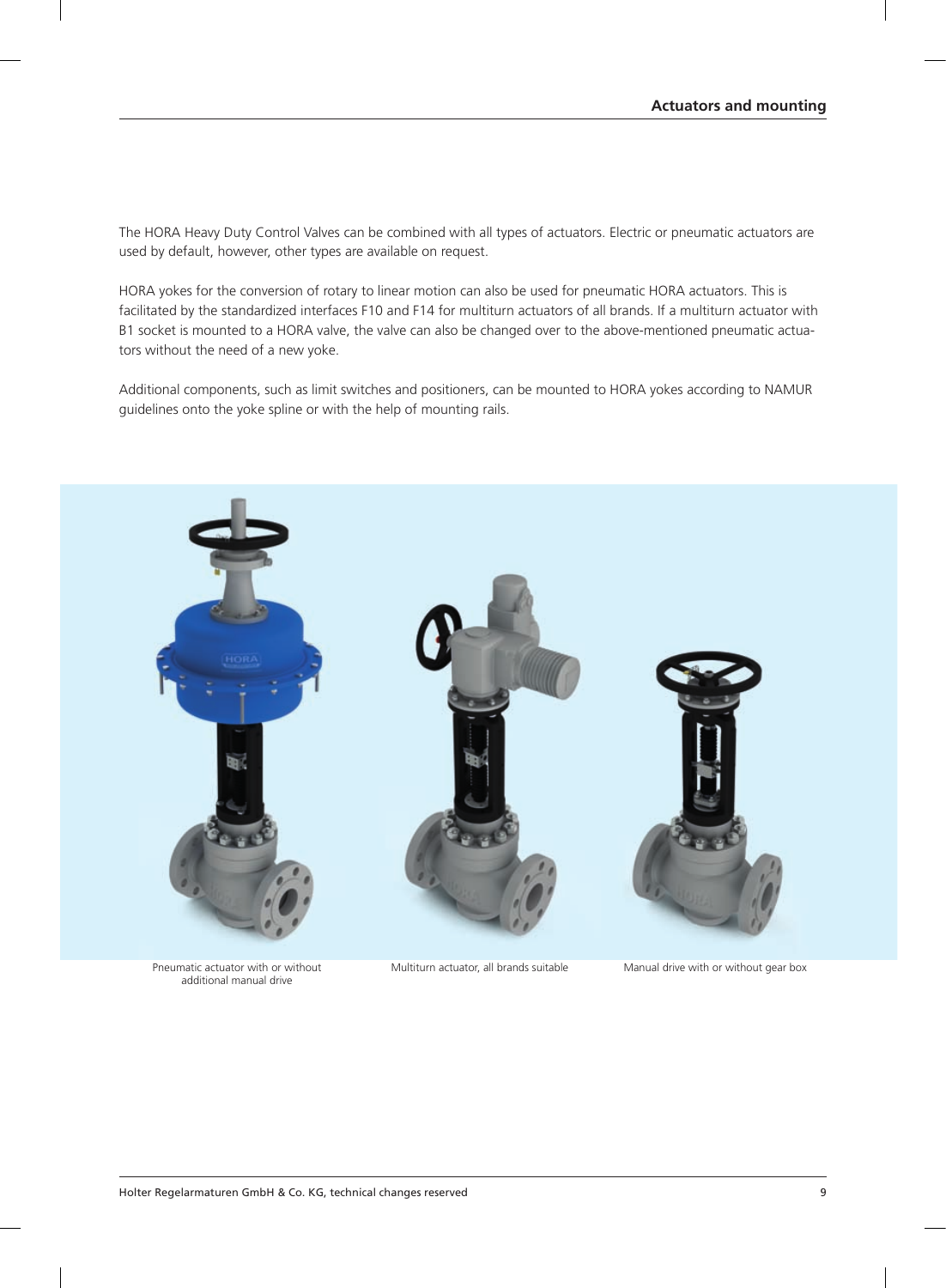## Actuators and mounting

The HORA Heavy Duty Control Valves can be combined with all types of actuators. Electric or pneumatic actuators are used by default, however, other types are available on request.

HORA yokes for the conversion of rotary to linear motion can also be used for pneumatic HORA actuators. This is facilitated by the standardized interfaces F10 and F14 for multiturn actuators of all brands. If a multiturn actuator with B1 socket is mounted to a HORA valve, the valve can also be changed over to the above-mentioned pneumatic actuators without the need of a new yoke.

Additional components, such as limit switches and positioners, can be mounted to HORA yokes according to NAMUR guidelines onto the yoke spline or with the help of mounting rails.

Pneumatic actuator with or without additional manual drive

Multiturn actuator, all brands suitable

Manual drive with or without gear box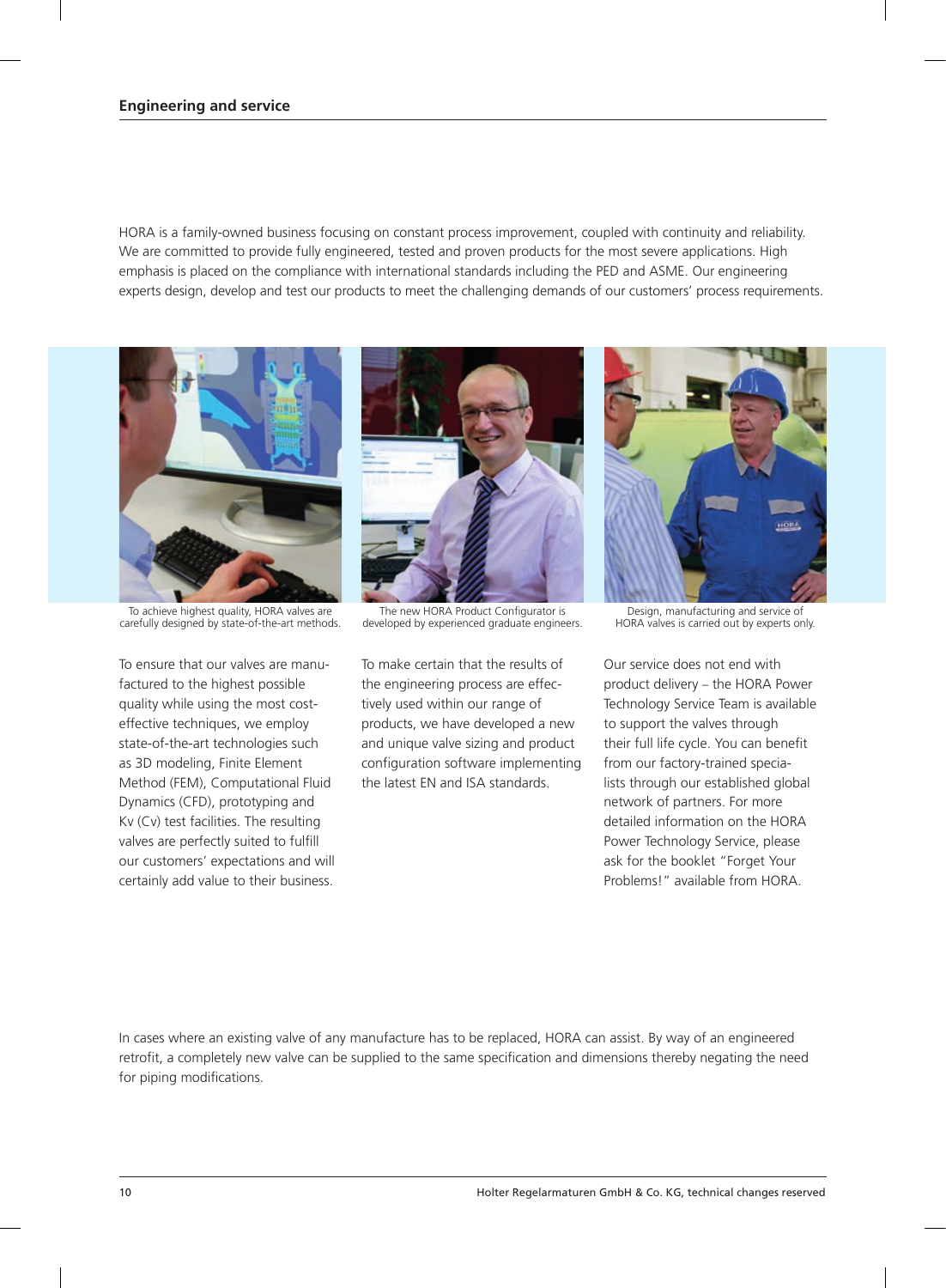## Engineering and service

HORA is a family-owned business focusing on constant process improvement, coupled with continuity and reliability. We are committed to provide fully engineered, tested and proven products for the most severe applications. High emphasis is placed on the compliance with international standards including the PED and ASME. Our engineering experts design, develop and test our products to meet the challenging demands of our customers' process requirements.

To achieve highest quality, HORA valves are carefully designed by state-of-the-art methods.

The new HORA Product Configurator is developed by experienced graduate engineers.

Design, manufacturing and service of HORA valves is carried out by experts only.

To ensure that our valves are manufactured to the highest possible quality while using the most cost-effective techniques, we employ state-of-the-art technologies such as 3D modeling, Finite Element Method (FEM), Computational Fluid Dynamics (CFD), prototyping and Kv (Cv) test facilities. The resulting valves are perfectly suited to fulfill our customers' expectations and will certainly add value to their business.

To make certain that the results of the engineering process are effectively used within our range of products, we have developed a new and unique valve sizing and product configuration software implementing the latest EN and ISA standards.

Our service does not end with product delivery – the HORA Power Technology Service Team is available to support the valves through their full life cycle. You can benefit from our factory-trained specialists through our established global network of partners. For more detailed information on the HORA Power Technology Service, please ask for the booklet "Forget Your Problems!" available from HORA.

In cases where an existing valve of any manufacture has to be replaced, HORA can assist. By way of an engineered retrofit, a completely new valve can be supplied to the same specification and dimensions thereby negating the need for piping modifications.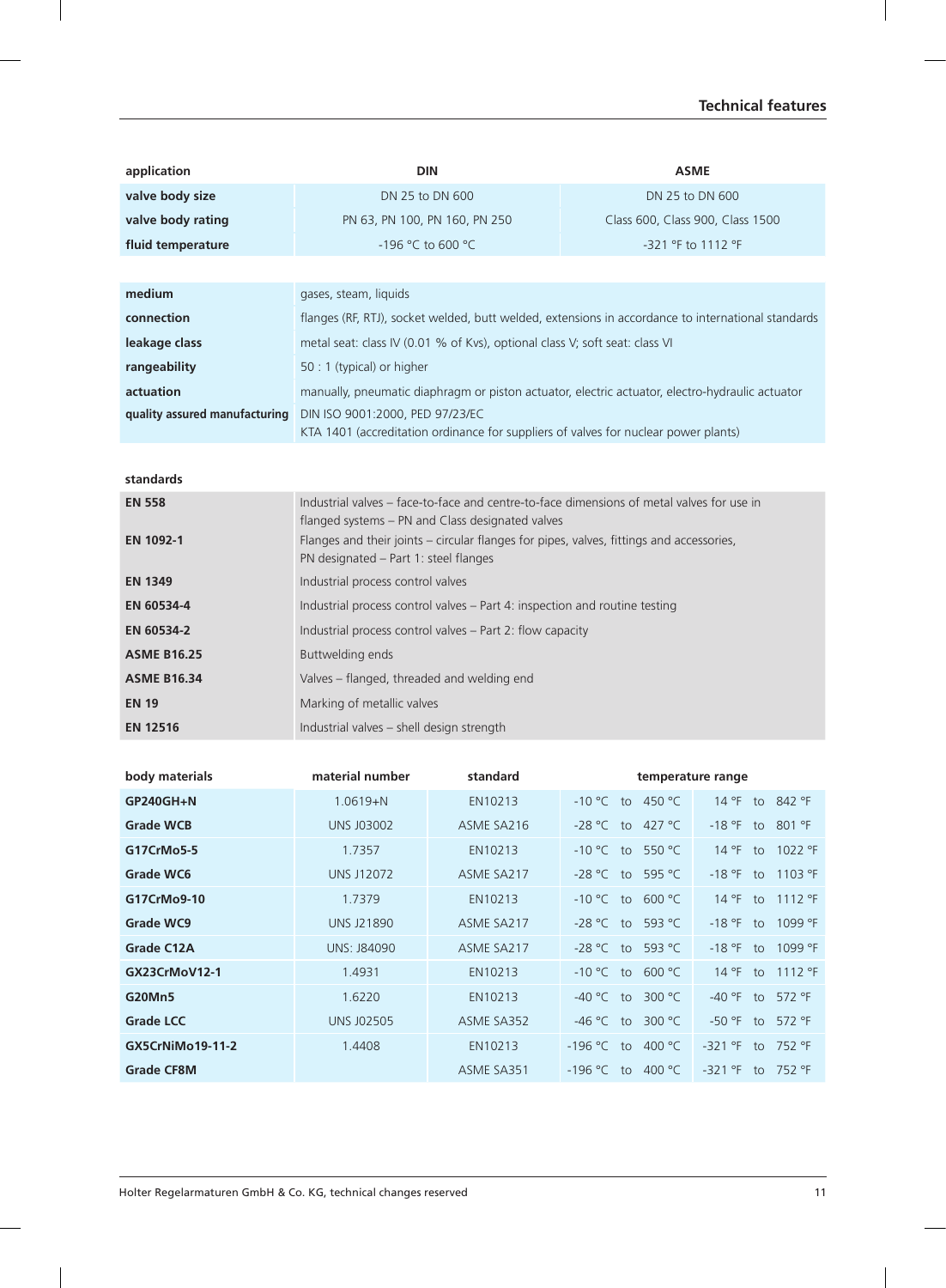## Technical features

| application | DIN | ASME |
|---|---|---|
| valve body size | DN 25 to DN 600 | DN 25 to DN 600 |
| valve body rating | PN 63, PN 100, PN 160, PN 250 | Class 600, Class 900, Class 1500 |
| fluid temperature | -196 °C to 600 °C | -321 °F to 1112 °F |

| | |
|---|---|
| **medium** | gases, steam, liquids |
| **connection** | flanges (RF, RTJ), socket welded, butt welded, extensions in accordance to international standards |
| **leakage class** | metal seat: class IV (0.01 % of Kvs), optional class V; soft seat: class VI |
| **rangeability** | 50 : 1 (typical) or higher |
| **actuation** | manually, pneumatic diaphragm or piston actuator, electric actuator, electro-hydraulic actuator |
| **quality assured manufacturing** | DIN ISO 9001:2000, PED 97/23/EC<br>KTA 1401 (accreditation ordinance for suppliers of valves for nuclear power plants) |

| standards | |
|---|---|
| **EN 558** | Industrial valves – face-to-face and centre-to-face dimensions of metal valves for use in flanged systems – PN and Class designated valves |
| **EN 1092-1** | Flanges and their joints – circular flanges for pipes, valves, fittings and accessories, PN designated – Part 1: steel flanges |
| **EN 1349** | Industrial process control valves |
| **EN 60534-4** | Industrial process control valves – Part 4: inspection and routine testing |
| **EN 60534-2** | Industrial process control valves – Part 2: flow capacity |
| **ASME B16.25** | Buttwelding ends |
| **ASME B16.34** | Valves – flanged, threaded and welding end |
| **EN 19** | Marking of metallic valves |
| **EN 12516** | Industrial valves – shell design strength |

| body materials | material number | standard | temperature range | |
|---|---|---|---|---|
| **GP240GH+N** | 1.0619+N | EN10213 | -10 °C to 450 °C | 14 °F to 842 °F |
| **Grade WCB** | UNS J03002 | ASME SA216 | -28 °C to 427 °C | -18 °F to 801 °F |
| **G17CrMo5-5** | 1.7357 | EN10213 | -10 °C to 550 °C | 14 °F to 1022 °F |
| **Grade WC6** | UNS J12072 | ASME SA217 | -28 °C to 595 °C | -18 °F to 1103 °F |
| **G17CrMo9-10** | 1.7379 | EN10213 | -10 °C to 600 °C | 14 °F to 1112 °F |
| **Grade WC9** | UNS J21890 | ASME SA217 | -28 °C to 593 °C | -18 °F to 1099 °F |
| **Grade C12A** | UNS: J84090 | ASME SA217 | -28 °C to 593 °C | -18 °F to 1099 °F |
| **GX23CrMoV12-1** | 1.4931 | EN10213 | -10 °C to 600 °C | 14 °F to 1112 °F |
| **G20Mn5** | 1.6220 | EN10213 | -40 °C to 300 °C | -40 °F to 572 °F |
| **Grade LCC** | UNS J02505 | ASME SA352 | -46 °C to 300 °C | -50 °F to 572 °F |
| **GX5CrNiMo19-11-2** | 1.4408 | EN10213 | -196 °C to 400 °C | -321 °F to 752 °F |
| **Grade CF8M** | | ASME SA351 | -196 °C to 400 °C | -321 °F to 752 °F |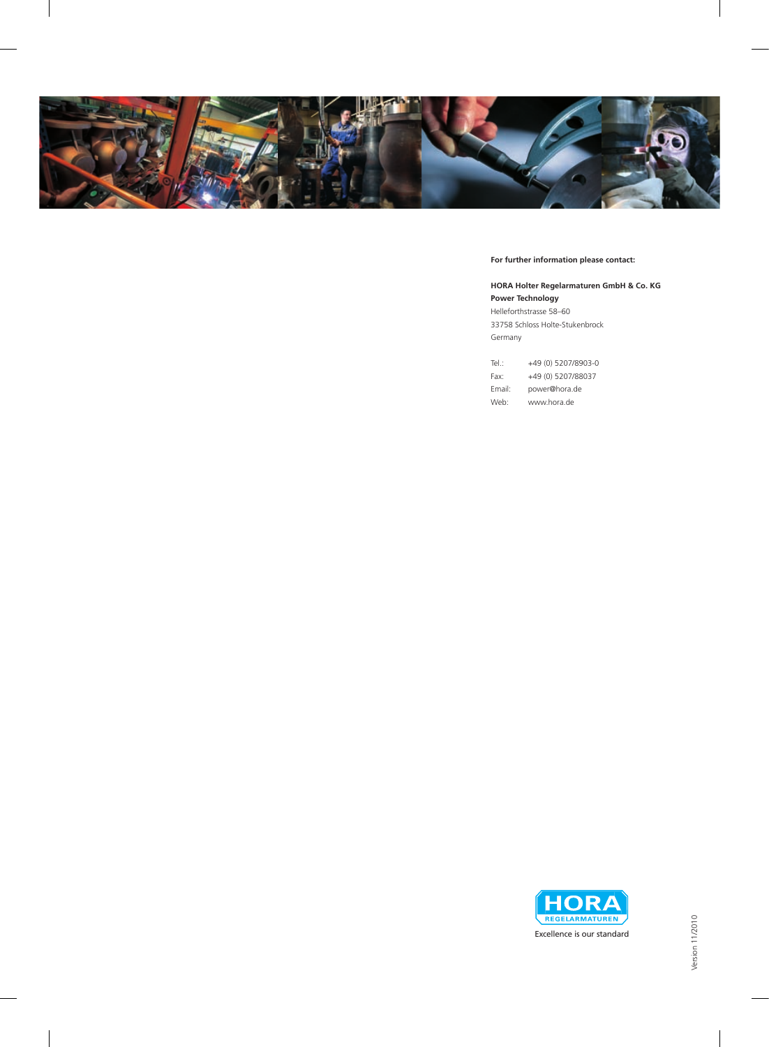**For further information please contact:**

**HORA Holter Regelarmaturen GmbH & Co. KG**
**Power Technology**
Helleforthstrasse 58–60
33758 Schloss Holte-Stukenbrock
Germany

| | |
|---|---|
| Tel.: | +49 (0) 5207/8903-0 |
| Fax: | +49 (0) 5207/88037 |
| Email: | power@hora.de |
| Web: | www.hora.de |

HORA
REGELARMATUREN
Excellence is our standard

Version 11/2010